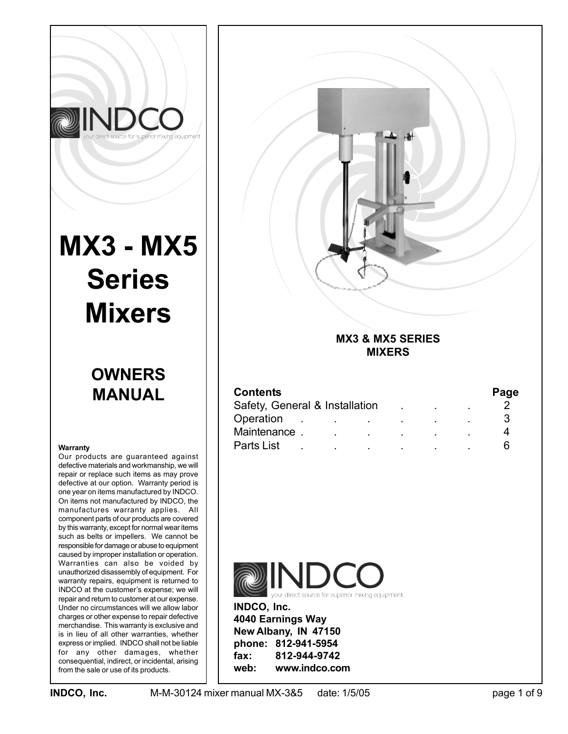INDCO

your direct source for superior mixing equipment

# MX3 - MX5 Series Mixers

## OWNERS MANUAL

**Warranty**

Our products are guaranteed against defective materials and workmanship, we will repair or replace such items as may prove defective at our option. Warranty period is one year on items manufactured by INDCO. On items not manufactured by INDCO, the manufactures warranty applies. All component parts of our products are covered by this warranty, except for normal wear items such as belts or impellers. We cannot be responsible for damage or abuse to equipment caused by improper installation or operation. Warranties can also be voided by unauthorized disassembly of equipment. For warranty repairs, equipment is returned to INDCO at the customer's expense; we will repair and return to customer at our expense. Under no circumstances will we allow labor charges or other expense to repair defective merchandise. This warranty is exclusive and is in lieu of all other warranties, whether express or implied. INDCO shall not be liable for any other damages, whether consequential, indirect, or incidental, arising from the sale or use of its products.

**MX3 & MX5 SERIES MIXERS**

| Contents | Page |
|---|---|
| Safety, General & Installation | 2 |
| Operation | 3 |
| Maintenance | 4 |
| Parts List | 6 |

INDCO

your direct source for superior mixing equipment

**INDCO, Inc.**
**4040 Earnings Way**
**New Albany, IN 47150**
**phone: 812-941-5954**
**fax: 812-944-9742**
**web: www.indco.com**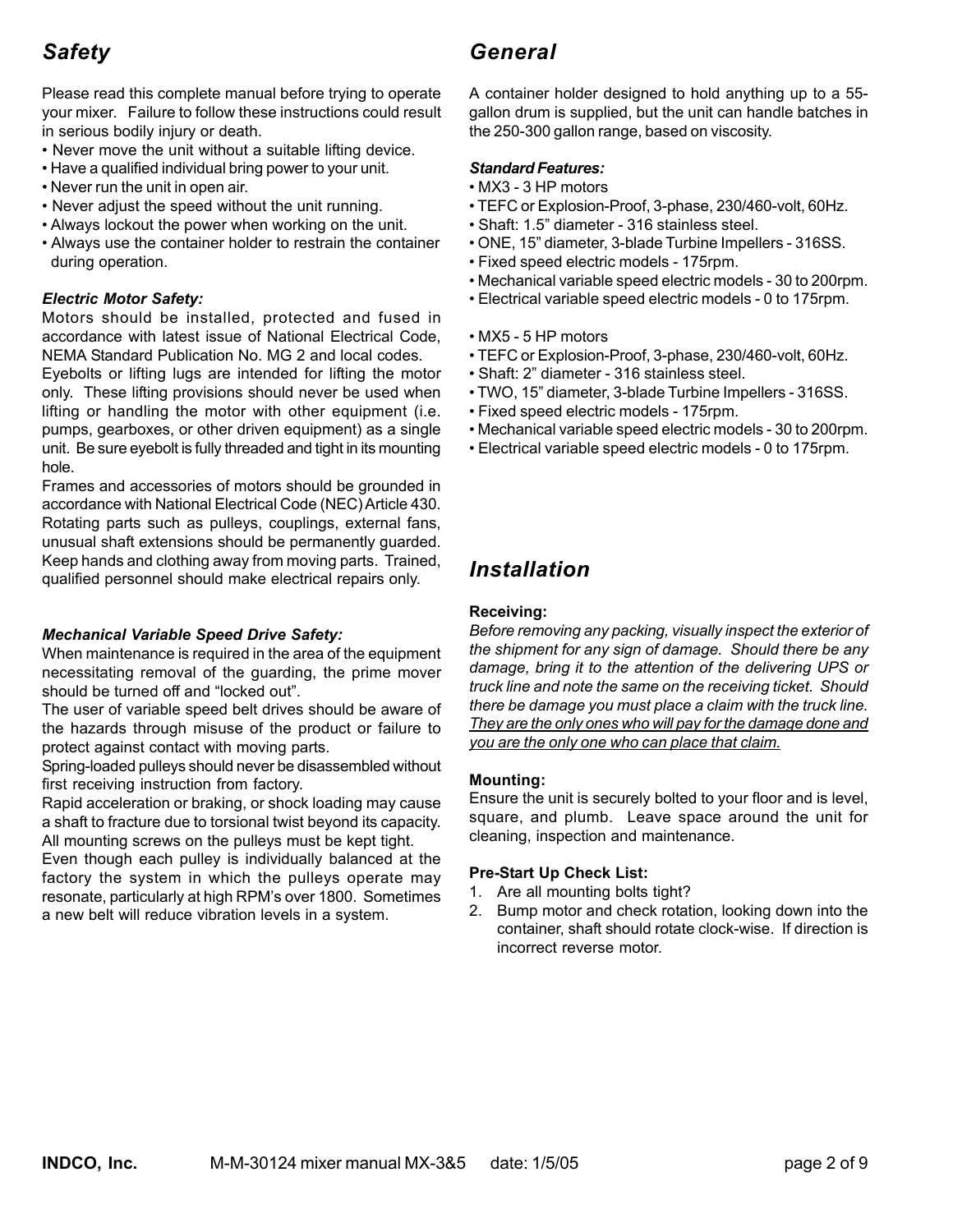## Safety

Please read this complete manual before trying to operate your mixer. Failure to follow these instructions could result in serious bodily injury or death.

- Never move the unit without a suitable lifting device.
- Have a qualified individual bring power to your unit.
- Never run the unit in open air.
- Never adjust the speed without the unit running.
- Always lockout the power when working on the unit.
- Always use the container holder to restrain the container during operation.

### *Electric Motor Safety:*

Motors should be installed, protected and fused in accordance with latest issue of National Electrical Code, NEMA Standard Publication No. MG 2 and local codes.

Eyebolts or lifting lugs are intended for lifting the motor only. These lifting provisions should never be used when lifting or handling the motor with other equipment (i.e. pumps, gearboxes, or other driven equipment) as a single unit. Be sure eyebolt is fully threaded and tight in its mounting hole.

Frames and accessories of motors should be grounded in accordance with National Electrical Code (NEC) Article 430.

Rotating parts such as pulleys, couplings, external fans, unusual shaft extensions should be permanently guarded. Keep hands and clothing away from moving parts. Trained, qualified personnel should make electrical repairs only.

### *Mechanical Variable Speed Drive Safety:*

When maintenance is required in the area of the equipment necessitating removal of the guarding, the prime mover should be turned off and "locked out".

The user of variable speed belt drives should be aware of the hazards through misuse of the product or failure to protect against contact with moving parts.

Spring-loaded pulleys should never be disassembled without first receiving instruction from factory.

Rapid acceleration or braking, or shock loading may cause a shaft to fracture due to torsional twist beyond its capacity. All mounting screws on the pulleys must be kept tight.

Even though each pulley is individually balanced at the factory the system in which the pulleys operate may resonate, particularly at high RPM's over 1800. Sometimes a new belt will reduce vibration levels in a system.

## General

A container holder designed to hold anything up to a 55-gallon drum is supplied, but the unit can handle batches in the 250-300 gallon range, based on viscosity.

### *Standard Features:*

- MX3 - 3 HP motors
- TEFC or Explosion-Proof, 3-phase, 230/460-volt, 60Hz.
- Shaft: 1.5" diameter - 316 stainless steel.
- ONE, 15" diameter, 3-blade Turbine Impellers - 316SS.
- Fixed speed electric models - 175rpm.
- Mechanical variable speed electric models - 30 to 200rpm.
- Electrical variable speed electric models - 0 to 175rpm.

- MX5 - 5 HP motors
- TEFC or Explosion-Proof, 3-phase, 230/460-volt, 60Hz.
- Shaft: 2" diameter - 316 stainless steel.
- TWO, 15" diameter, 3-blade Turbine Impellers - 316SS.
- Fixed speed electric models - 175rpm.
- Mechanical variable speed electric models - 30 to 200rpm.
- Electrical variable speed electric models - 0 to 175rpm.

## Installation

**Receiving:**

*Before removing any packing, visually inspect the exterior of the shipment for any sign of damage. Should there be any damage, bring it to the attention of the delivering UPS or truck line and note the same on the receiving ticket. Should there be damage you must place a claim with the truck line. They are the only ones who will pay for the damage done and you are the only one who can place that claim.*

**Mounting:**

Ensure the unit is securely bolted to your floor and is level, square, and plumb. Leave space around the unit for cleaning, inspection and maintenance.

**Pre-Start Up Check List:**

1. Are all mounting bolts tight?
2. Bump motor and check rotation, looking down into the container, shaft should rotate clock-wise. If direction is incorrect reverse motor.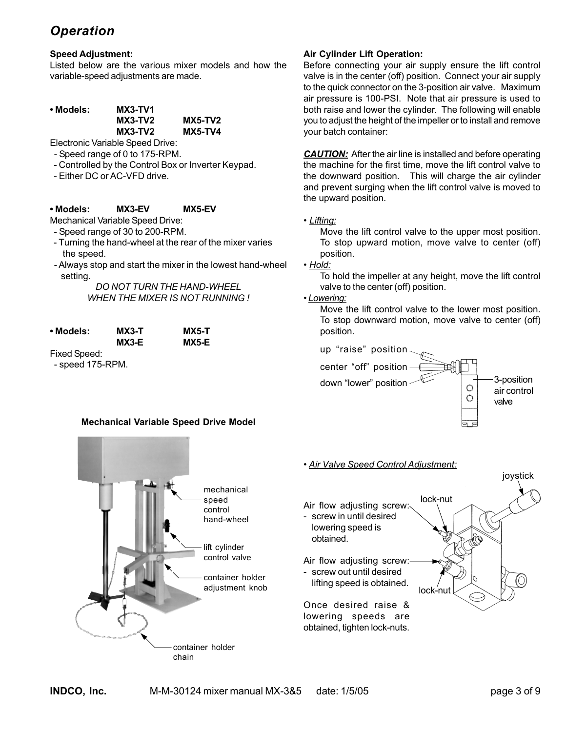# Operation

**Speed Adjustment:**

Listed below are the various mixer models and how the variable-speed adjustments are made.

**• Models: MX3-TV1**
**MX3-TV2 MX5-TV2**
**MX3-TV2 MX5-TV4**

Electronic Variable Speed Drive:

- Speed range of 0 to 175-RPM.
- Controlled by the Control Box or Inverter Keypad.
- Either DC or AC-VFD drive.

**• Models: MX3-EV MX5-EV**

Mechanical Variable Speed Drive:

- Speed range of 30 to 200-RPM.
- Turning the hand-wheel at the rear of the mixer varies the speed.
- Always stop and start the mixer in the lowest hand-wheel setting.

*DO NOT TURN THE HAND-WHEEL WHEN THE MIXER IS NOT RUNNING !*

**• Models: MX3-T MX5-T**
**MX3-E MX5-E**

Fixed Speed:

- speed 175-RPM.

**Mechanical Variable Speed Drive Model**

mechanical speed control hand-wheel

lift cylinder control valve

container holder adjustment knob

container holder chain

**Air Cylinder Lift Operation:**

Before connecting your air supply ensure the lift control valve is in the center (off) position. Connect your air supply to the quick connector on the 3-position air valve. Maximum air pressure is 100-PSI. Note that air pressure is used to both raise and lower the cylinder. The following will enable you to adjust the height of the impeller or to install and remove your batch container:

***CAUTION:*** After the air line is installed and before operating the machine for the first time, move the lift control valve to the downward position. This will charge the air cylinder and prevent surging when the lift control valve is moved to the upward position.

- *Lifting:*
  Move the lift control valve to the upper most position. To stop upward motion, move valve to center (off) position.
- *Hold:*
  To hold the impeller at any height, move the lift control valve to the center (off) position.
- *Lowering:*
  Move the lift control valve to the lower most position. To stop downward motion, move valve to center (off) position.

up "raise" position

center "off" position

down "lower" position

3-position air control valve

- *Air Valve Speed Control Adjustment:*

joystick

lock-nut

Air flow adjusting screw:
- screw in until desired lowering speed is obtained.

Air flow adjusting screw:
- screw out until desired lifting speed is obtained.

lock-nut

Once desired raise & lowering speeds are obtained, tighten lock-nuts.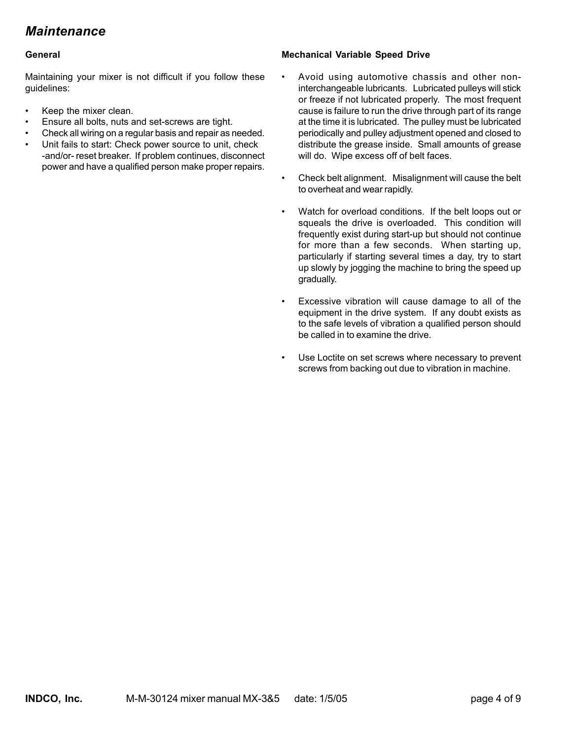# *Maintenance*

### General

Maintaining your mixer is not difficult if you follow these guidelines:

- Keep the mixer clean.
- Ensure all bolts, nuts and set-screws are tight.
- Check all wiring on a regular basis and repair as needed.
- Unit fails to start: Check power source to unit, check -and/or- reset breaker. If problem continues, disconnect power and have a qualified person make proper repairs.

### Mechanical Variable Speed Drive

- Avoid using automotive chassis and other non-interchangeable lubricants. Lubricated pulleys will stick or freeze if not lubricated properly. The most frequent cause is failure to run the drive through part of its range at the time it is lubricated. The pulley must be lubricated periodically and pulley adjustment opened and closed to distribute the grease inside. Small amounts of grease will do. Wipe excess off of belt faces.

- Check belt alignment. Misalignment will cause the belt to overheat and wear rapidly.

- Watch for overload conditions. If the belt loops out or squeals the drive is overloaded. This condition will frequently exist during start-up but should not continue for more than a few seconds. When starting up, particularly if starting several times a day, try to start up slowly by jogging the machine to bring the speed up gradually.

- Excessive vibration will cause damage to all of the equipment in the drive system. If any doubt exists as to the safe levels of vibration a qualified person should be called in to examine the drive.

- Use Loctite on set screws where necessary to prevent screws from backing out due to vibration in machine.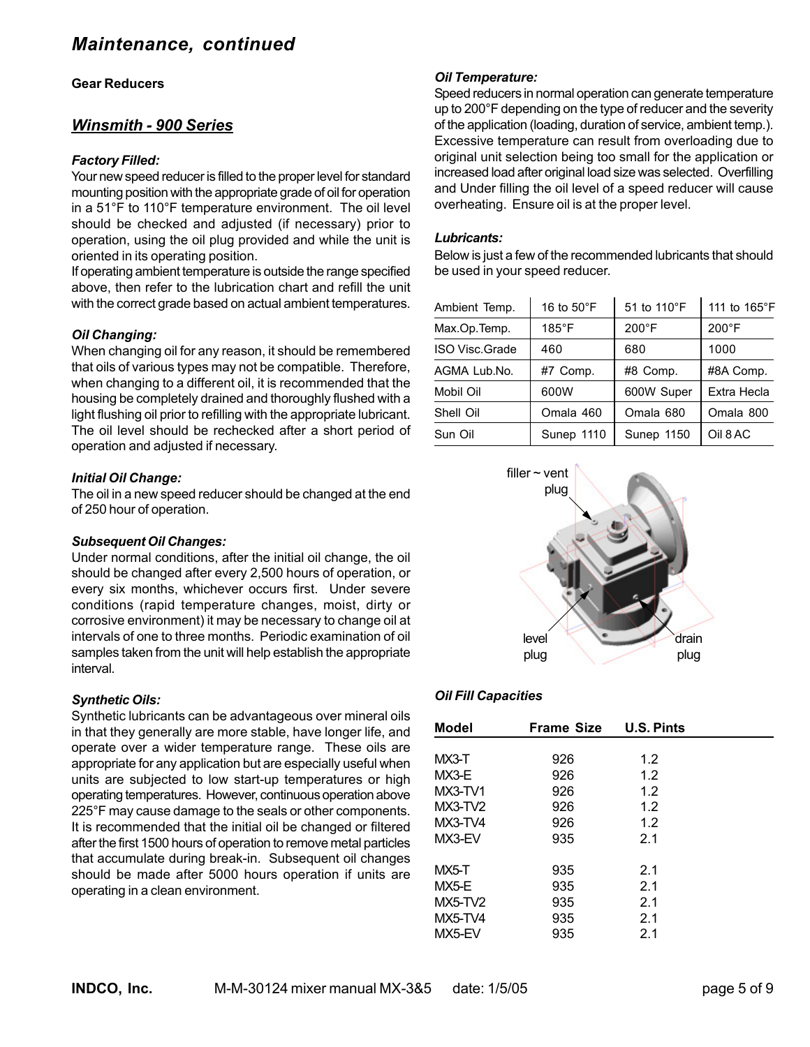# Maintenance, continued

**Gear Reducers**

## Winsmith - 900 Series

### Factory Filled:

Your new speed reducer is filled to the proper level for standard mounting position with the appropriate grade of oil for operation in a 51°F to 110°F temperature environment. The oil level should be checked and adjusted (if necessary) prior to operation, using the oil plug provided and while the unit is oriented in its operating position.

If operating ambient temperature is outside the range specified above, then refer to the lubrication chart and refill the unit with the correct grade based on actual ambient temperatures.

### Oil Changing:

When changing oil for any reason, it should be remembered that oils of various types may not be compatible. Therefore, when changing to a different oil, it is recommended that the housing be completely drained and thoroughly flushed with a light flushing oil prior to refilling with the appropriate lubricant. The oil level should be rechecked after a short period of operation and adjusted if necessary.

### Initial Oil Change:

The oil in a new speed reducer should be changed at the end of 250 hour of operation.

### Subsequent Oil Changes:

Under normal conditions, after the initial oil change, the oil should be changed after every 2,500 hours of operation, or every six months, whichever occurs first. Under severe conditions (rapid temperature changes, moist, dirty or corrosive environment) it may be necessary to change oil at intervals of one to three months. Periodic examination of oil samples taken from the unit will help establish the appropriate interval.

### Synthetic Oils:

Synthetic lubricants can be advantageous over mineral oils in that they generally are more stable, have longer life, and operate over a wider temperature range. These oils are appropriate for any application but are especially useful when units are subjected to low start-up temperatures or high operating temperatures. However, continuous operation above 225°F may cause damage to the seals or other components. It is recommended that the initial oil be changed or filtered after the first 1500 hours of operation to remove metal particles that accumulate during break-in. Subsequent oil changes should be made after 5000 hours operation if units are operating in a clean environment.

### Oil Temperature:

Speed reducers in normal operation can generate temperature up to 200°F depending on the type of reducer and the severity of the application (loading, duration of service, ambient temp.). Excessive temperature can result from overloading due to original unit selection being too small for the application or increased load after original load size was selected. Overfilling and Under filling the oil level of a speed reducer will cause overheating. Ensure oil is at the proper level.

### Lubricants:

Below is just a few of the recommended lubricants that should be used in your speed reducer.

| Ambient Temp. | 16 to 50°F | 51 to 110°F | 111 to 165°F |
|---|---|---|---|
| Max.Op.Temp. | 185°F | 200°F | 200°F |
| ISO Visc.Grade | 460 | 680 | 1000 |
| AGMA Lub.No. | #7 Comp. | #8 Comp. | #8A Comp. |
| Mobil Oil | 600W | 600W Super | Extra Hecla |
| Shell Oil | Omala 460 | Omala 680 | Omala 800 |
| Sun Oil | Sunep 1110 | Sunep 1150 | Oil 8 AC |

filler ~ vent plug

level plug

drain plug

### Oil Fill Capacities

| Model | Frame Size | U.S. Pints |
|---|---|---|
| MX3-T | 926 | 1.2 |
| MX3-E | 926 | 1.2 |
| MX3-TV1 | 926 | 1.2 |
| MX3-TV2 | 926 | 1.2 |
| MX3-TV4 | 926 | 1.2 |
| MX3-EV | 935 | 2.1 |
| MX5-T | 935 | 2.1 |
| MX5-E | 935 | 2.1 |
| MX5-TV2 | 935 | 2.1 |
| MX5-TV4 | 935 | 2.1 |
| MX5-EV | 935 | 2.1 |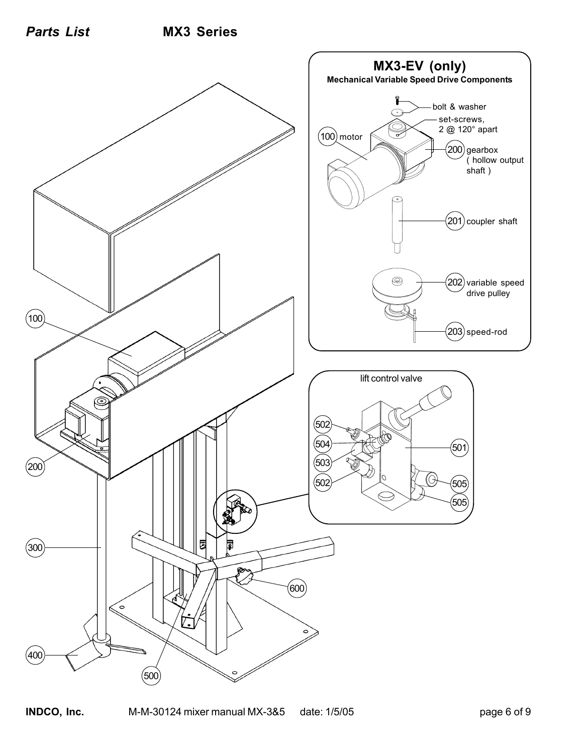## *Parts List* MX3 Series

### MX3-EV (only)

**Mechanical Variable Speed Drive Components**

- bolt & washer
- set-screws, 2 @ 120° apart
- (100) motor
- (200) gearbox ( hollow output shaft )
- (201) coupler shaft
- (202) variable speed drive pulley
- (203) speed-rod

### lift control valve

- 502
- 504
- 503
- 502
- 501
- 505
- 505

100

200

300

400

500

600

**INDCO, Inc.** M-M-30124 mixer manual MX-3&5 date: 1/5/05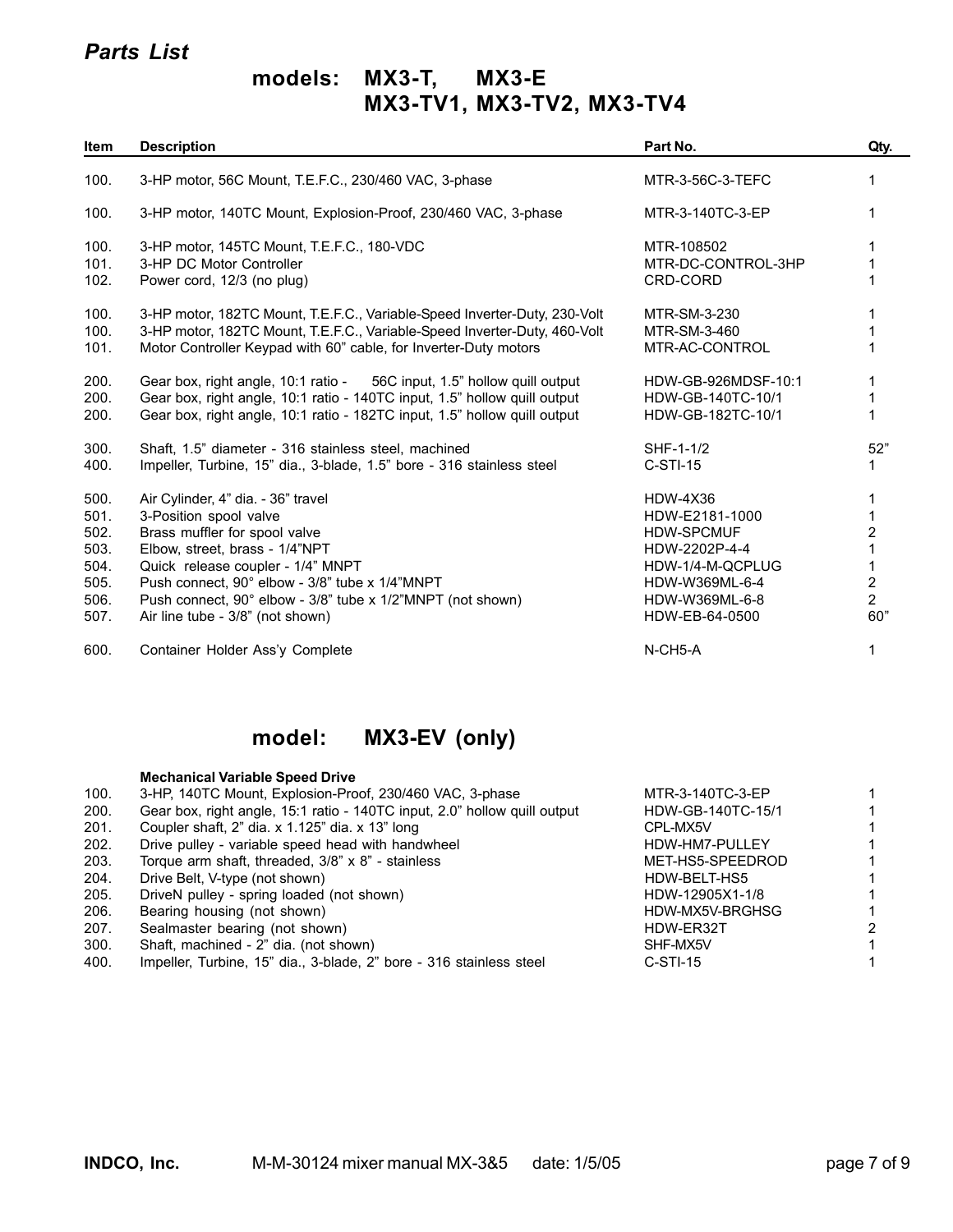## *Parts List*

### models: MX3-T, MX3-E MX3-TV1, MX3-TV2, MX3-TV4

| Item | Description | Part No. | Qty. |
|---|---|---|---|
| 100. | 3-HP motor, 56C Mount, T.E.F.C., 230/460 VAC, 3-phase | MTR-3-56C-3-TEFC | 1 |
| 100. | 3-HP motor, 140TC Mount, Explosion-Proof, 230/460 VAC, 3-phase | MTR-3-140TC-3-EP | 1 |
| 100. | 3-HP motor, 145TC Mount, T.E.F.C., 180-VDC | MTR-108502 | 1 |
| 101. | 3-HP DC Motor Controller | MTR-DC-CONTROL-3HP | 1 |
| 102. | Power cord, 12/3 (no plug) | CRD-CORD | 1 |
| 100. | 3-HP motor, 182TC Mount, T.E.F.C., Variable-Speed Inverter-Duty, 230-Volt | MTR-SM-3-230 | 1 |
| 100. | 3-HP motor, 182TC Mount, T.E.F.C., Variable-Speed Inverter-Duty, 460-Volt | MTR-SM-3-460 | 1 |
| 101. | Motor Controller Keypad with 60" cable, for Inverter-Duty motors | MTR-AC-CONTROL | 1 |
| 200. | Gear box, right angle, 10:1 ratio - 56C input, 1.5" hollow quill output | HDW-GB-926MDSF-10:1 | 1 |
| 200. | Gear box, right angle, 10:1 ratio - 140TC input, 1.5" hollow quill output | HDW-GB-140TC-10/1 | 1 |
| 200. | Gear box, right angle, 10:1 ratio - 182TC input, 1.5" hollow quill output | HDW-GB-182TC-10/1 | 1 |
| 300. | Shaft, 1.5" diameter - 316 stainless steel, machined | SHF-1-1/2 | 52" |
| 400. | Impeller, Turbine, 15" dia., 3-blade, 1.5" bore - 316 stainless steel | C-STI-15 | 1 |
| 500. | Air Cylinder, 4" dia. - 36" travel | HDW-4X36 | 1 |
| 501. | 3-Position spool valve | HDW-E2181-1000 | 1 |
| 502. | Brass muffler for spool valve | HDW-SPCMUF | 2 |
| 503. | Elbow, street, brass - 1/4"NPT | HDW-2202P-4-4 | 1 |
| 504. | Quick release coupler - 1/4" MNPT | HDW-1/4-M-QCPLUG | 1 |
| 505. | Push connect, 90° elbow - 3/8" tube x 1/4"MNPT | HDW-W369ML-6-4 | 2 |
| 506. | Push connect, 90° elbow - 3/8" tube x 1/2"MNPT (not shown) | HDW-W369ML-6-8 | 2 |
| 507. | Air line tube - 3/8" (not shown) | HDW-EB-64-0500 | 60" |
| 600. | Container Holder Ass'y Complete | N-CH5-A | 1 |

### model: MX3-EV (only)

| Item | Description | Part No. | Qty. |
|---|---|---|---|
| | **Mechanical Variable Speed Drive** | | |
| 100. | 3-HP, 140TC Mount, Explosion-Proof, 230/460 VAC, 3-phase | MTR-3-140TC-3-EP | 1 |
| 200. | Gear box, right angle, 15:1 ratio - 140TC input, 2.0" hollow quill output | HDW-GB-140TC-15/1 | 1 |
| 201. | Coupler shaft, 2" dia. x 1.125" dia. x 13" long | CPL-MX5V | 1 |
| 202. | Drive pulley - variable speed head with handwheel | HDW-HM7-PULLEY | 1 |
| 203. | Torque arm shaft, threaded, 3/8" x 8" - stainless | MET-HS5-SPEEDROD | 1 |
| 204. | Drive Belt, V-type (not shown) | HDW-BELT-HS5 | 1 |
| 205. | DriveN pulley - spring loaded (not shown) | HDW-12905X1-1/8 | 1 |
| 206. | Bearing housing (not shown) | HDW-MX5V-BRGHSG | 1 |
| 207. | Sealmaster bearing (not shown) | HDW-ER32T | 2 |
| 300. | Shaft, machined - 2" dia. (not shown) | SHF-MX5V | 1 |
| 400. | Impeller, Turbine, 15" dia., 3-blade, 2" bore - 316 stainless steel | C-STI-15 | 1 |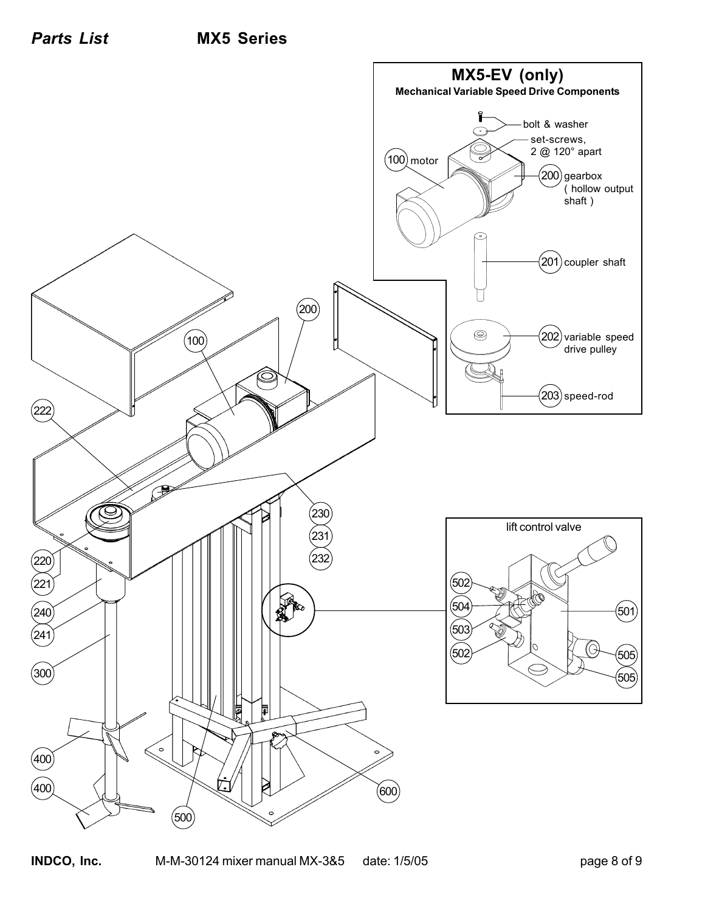# Parts List MX5 Series

## MX5-EV (only)

**Mechanical Variable Speed Drive Components**

- bolt & washer
- set-screws, 2 @ 120° apart
- 100 motor
- 200 gearbox ( hollow output shaft )
- 201 coupler shaft
- 202 variable speed drive pulley
- 203 speed-rod

## lift control valve

- 501
- 502
- 503
- 504
- 505

100, 200, 220, 221, 222, 230, 231, 232, 240, 241, 300, 400, 500, 600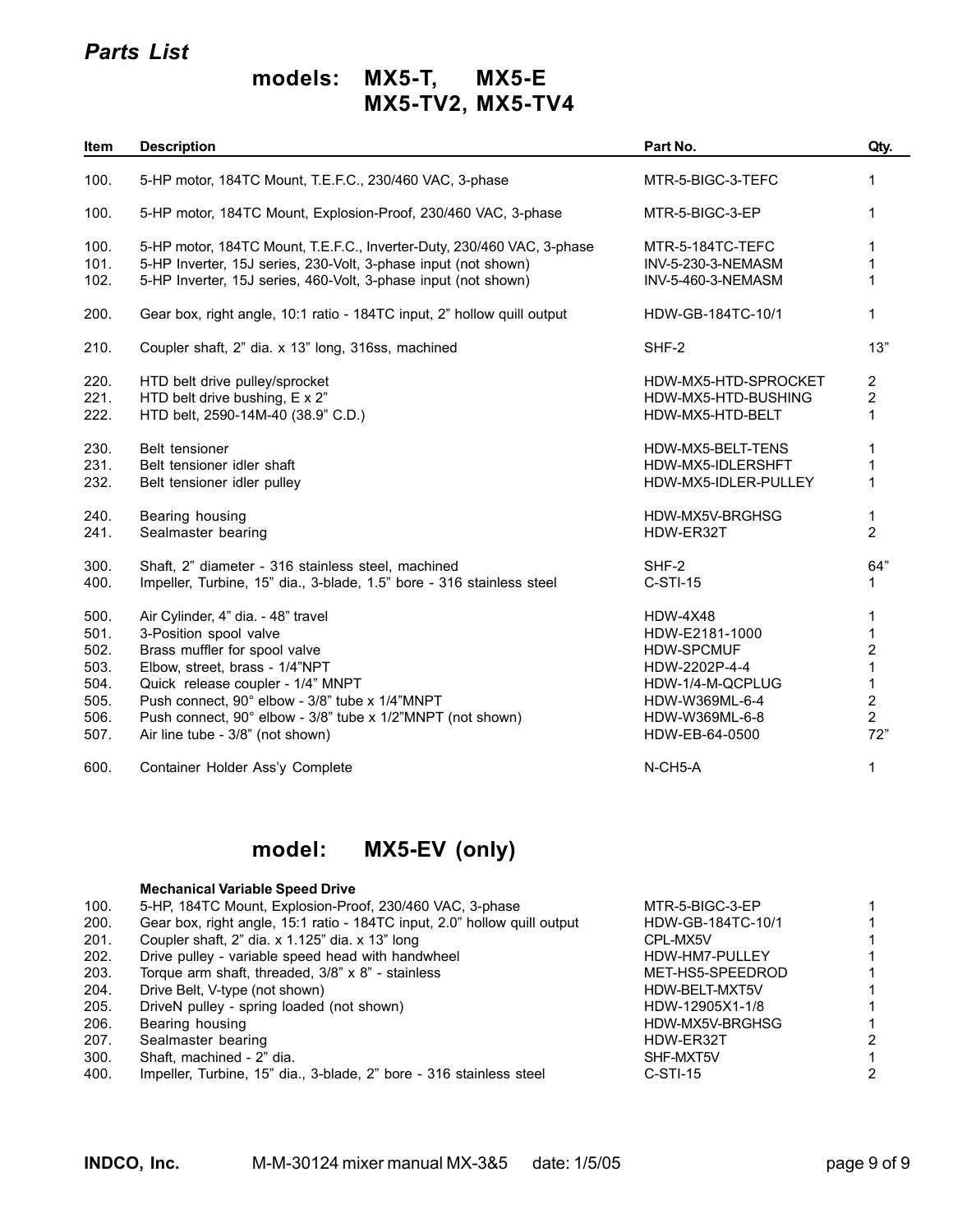## *Parts List*

### models: MX5-T, MX5-E MX5-TV2, MX5-TV4

| Item | Description | Part No. | Qty. |
|---|---|---|---|
| 100. | 5-HP motor, 184TC Mount, T.E.F.C., 230/460 VAC, 3-phase | MTR-5-BIGC-3-TEFC | 1 |
| 100. | 5-HP motor, 184TC Mount, Explosion-Proof, 230/460 VAC, 3-phase | MTR-5-BIGC-3-EP | 1 |
| 100. | 5-HP motor, 184TC Mount, T.E.F.C., Inverter-Duty, 230/460 VAC, 3-phase | MTR-5-184TC-TEFC | 1 |
| 101. | 5-HP Inverter, 15J series, 230-Volt, 3-phase input (not shown) | INV-5-230-3-NEMASM | 1 |
| 102. | 5-HP Inverter, 15J series, 460-Volt, 3-phase input (not shown) | INV-5-460-3-NEMASM | 1 |
| 200. | Gear box, right angle, 10:1 ratio - 184TC input, 2" hollow quill output | HDW-GB-184TC-10/1 | 1 |
| 210. | Coupler shaft, 2" dia. x 13" long, 316ss, machined | SHF-2 | 13" |
| 220. | HTD belt drive pulley/sprocket | HDW-MX5-HTD-SPROCKET | 2 |
| 221. | HTD belt drive bushing, E x 2" | HDW-MX5-HTD-BUSHING | 2 |
| 222. | HTD belt, 2590-14M-40 (38.9" C.D.) | HDW-MX5-HTD-BELT | 1 |
| 230. | Belt tensioner | HDW-MX5-BELT-TENS | 1 |
| 231. | Belt tensioner idler shaft | HDW-MX5-IDLERSHFT | 1 |
| 232. | Belt tensioner idler pulley | HDW-MX5-IDLER-PULLEY | 1 |
| 240. | Bearing housing | HDW-MX5V-BRGHSG | 1 |
| 241. | Sealmaster bearing | HDW-ER32T | 2 |
| 300. | Shaft, 2" diameter - 316 stainless steel, machined | SHF-2 | 64" |
| 400. | Impeller, Turbine, 15" dia., 3-blade, 1.5" bore - 316 stainless steel | C-STI-15 | 1 |
| 500. | Air Cylinder, 4" dia. - 48" travel | HDW-4X48 | 1 |
| 501. | 3-Position spool valve | HDW-E2181-1000 | 1 |
| 502. | Brass muffler for spool valve | HDW-SPCMUF | 2 |
| 503. | Elbow, street, brass - 1/4"NPT | HDW-2202P-4-4 | 1 |
| 504. | Quick release coupler - 1/4" MNPT | HDW-1/4-M-QCPLUG | 1 |
| 505. | Push connect, 90° elbow - 3/8" tube x 1/4"MNPT | HDW-W369ML-6-4 | 2 |
| 506. | Push connect, 90° elbow - 3/8" tube x 1/2"MNPT (not shown) | HDW-W369ML-6-8 | 2 |
| 507. | Air line tube - 3/8" (not shown) | HDW-EB-64-0500 | 72" |
| 600. | Container Holder Ass'y Complete | N-CH5-A | 1 |

### model: MX5-EV (only)

| Item | Description | Part No. | Qty. |
|---|---|---|---|
| | **Mechanical Variable Speed Drive** | | |
| 100. | 5-HP, 184TC Mount, Explosion-Proof, 230/460 VAC, 3-phase | MTR-5-BIGC-3-EP | 1 |
| 200. | Gear box, right angle, 15:1 ratio - 184TC input, 2.0" hollow quill output | HDW-GB-184TC-10/1 | 1 |
| 201. | Coupler shaft, 2" dia. x 1.125" dia. x 13" long | CPL-MX5V | 1 |
| 202. | Drive pulley - variable speed head with handwheel | HDW-HM7-PULLEY | 1 |
| 203. | Torque arm shaft, threaded, 3/8" x 8" - stainless | MET-HS5-SPEEDROD | 1 |
| 204. | Drive Belt, V-type (not shown) | HDW-BELT-MXT5V | 1 |
| 205. | DriveN pulley - spring loaded (not shown) | HDW-12905X1-1/8 | 1 |
| 206. | Bearing housing | HDW-MX5V-BRGHSG | 1 |
| 207. | Sealmaster bearing | HDW-ER32T | 2 |
| 300. | Shaft, machined - 2" dia. | SHF-MXT5V | 1 |
| 400. | Impeller, Turbine, 15" dia., 3-blade, 2" bore - 316 stainless steel | C-STI-15 | 2 |

**INDCO, Inc.** M-M-30124 mixer manual MX-3&5 date: 1/5/05